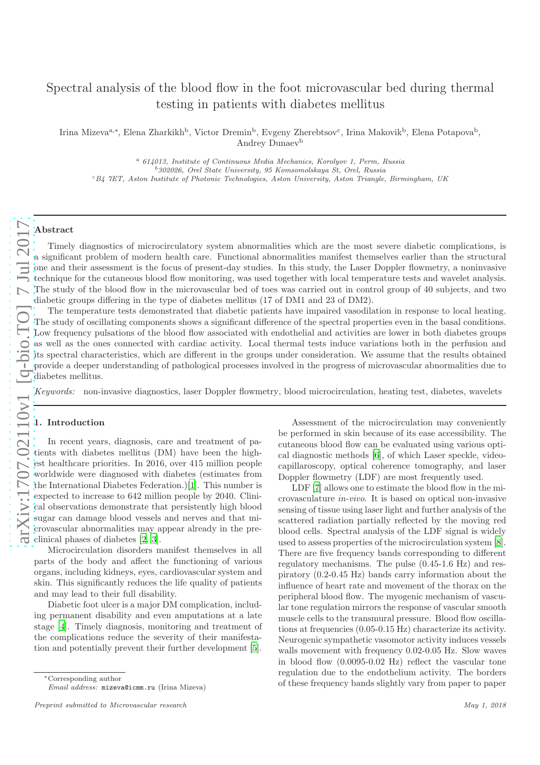# Spectral analysis of the blood flow in the foot microvascular bed during thermal testing in patients with diabetes mellitus

Irina Mizeva[a,*], Elena Zharkikh[b], Victor Dremin[b], Evgeny Zherebtsov[c], Irina Makovik[b], Elena Potapova[b], Andrey Dunaev[b]

[a] 614013, Institute of Continuous Media Mechanics, Korolyov 1, Perm, Russia
[b] 302026, Orel State University, 95 Komsomolskaya St, Orel, Russia
[c] B4 7ET, Aston Institute of Photonic Technologies, Aston University, Aston Triangle, Birmingham, UK

## Abstract

Timely diagnostics of microcirculatory system abnormalities which are the most severe diabetic complications, is a significant problem of modern health care. Functional abnormalities manifest themselves earlier than the structural one and their assessment is the focus of present-day studies. In this study, the Laser Doppler flowmetry, a noninvasive technique for the cutaneous blood flow monitoring, was used together with local temperature tests and wavelet analysis. The study of the blood flow in the microvascular bed of toes was carried out in control group of 40 subjects, and two diabetic groups differing in the type of diabetes mellitus (17 of DM1 and 23 of DM2).

The temperature tests demonstrated that diabetic patients have impaired vasodilation in response to local heating. The study of oscillating components shows a significant difference of the spectral properties even in the basal conditions. Low frequency pulsations of the blood flow associated with endothelial and activities are lower in both diabetes groups as well as the ones connected with cardiac activity. Local thermal tests induce variations both in the perfusion and its spectral characteristics, which are different in the groups under consideration. We assume that the results obtained provide a deeper understanding of pathological processes involved in the progress of microvascular abnormalities due to diabetes mellitus.

*Keywords:* non-invasive diagnostics, laser Doppler flowmetry, blood microcirculation, heating test, diabetes, wavelets

## 1. Introduction

In recent years, diagnosis, care and treatment of patients with diabetes mellitus (DM) have been the highest healthcare priorities. In 2016, over 415 million people worldwide were diagnosed with diabetes (estimates from the International Diabetes Federation.)[1]. This number is expected to increase to 642 million people by 2040. Clinical observations demonstrate that persistently high blood sugar can damage blood vessels and nerves and that microvascular abnormalities may appear already in the preclinical phases of diabetes [2, 3].

Microcirculation disorders manifest themselves in all parts of the body and affect the functioning of various organs, including kidneys, eyes, cardiovascular system and skin. This significantly reduces the life quality of patients and may lead to their full disability.

Diabetic foot ulcer is a major DM complication, including permanent disability and even amputations at a late stage [4]. Timely diagnosis, monitoring and treatment of the complications reduce the severity of their manifestation and potentially prevent their further development [5].

Assessment of the microcirculation may conveniently be performed in skin because of its ease accessibility. The cutaneous blood flow can be evaluated using various optical diagnostic methods [6], of which Laser speckle, videocapillaroscopy, optical coherence tomography, and laser Doppler flowmetry (LDF) are most frequently used.

LDF [7] allows one to estimate the blood flow in the microvasculature *in-vivo*. It is based on optical non-invasive sensing of tissue using laser light and further analysis of the scattered radiation partially reflected by the moving red blood cells. Spectral analysis of the LDF signal is widely used to assess properties of the microcirculation system [8]. There are five frequency bands corresponding to different regulatory mechanisms. The pulse (0.45-1.6 Hz) and respiratory (0.2-0.45 Hz) bands carry information about the influence of heart rate and movement of the thorax on the peripheral blood flow. The myogenic mechanism of vascular tone regulation mirrors the response of vascular smooth muscle cells to the transmural pressure. Blood flow oscillations at frequencies (0.05-0.15 Hz) characterize its activity. Neurogenic sympathetic vasomotor activity induces vessels walls movement with frequency 0.02-0.05 Hz. Slow waves in blood flow (0.0095-0.02 Hz) reflect the vascular tone regulation due to the endothelium activity. The borders of these frequency bands slightly vary from paper to paper

*Corresponding author
*Email address:* mizeva@icmm.ru (Irina Mizeva)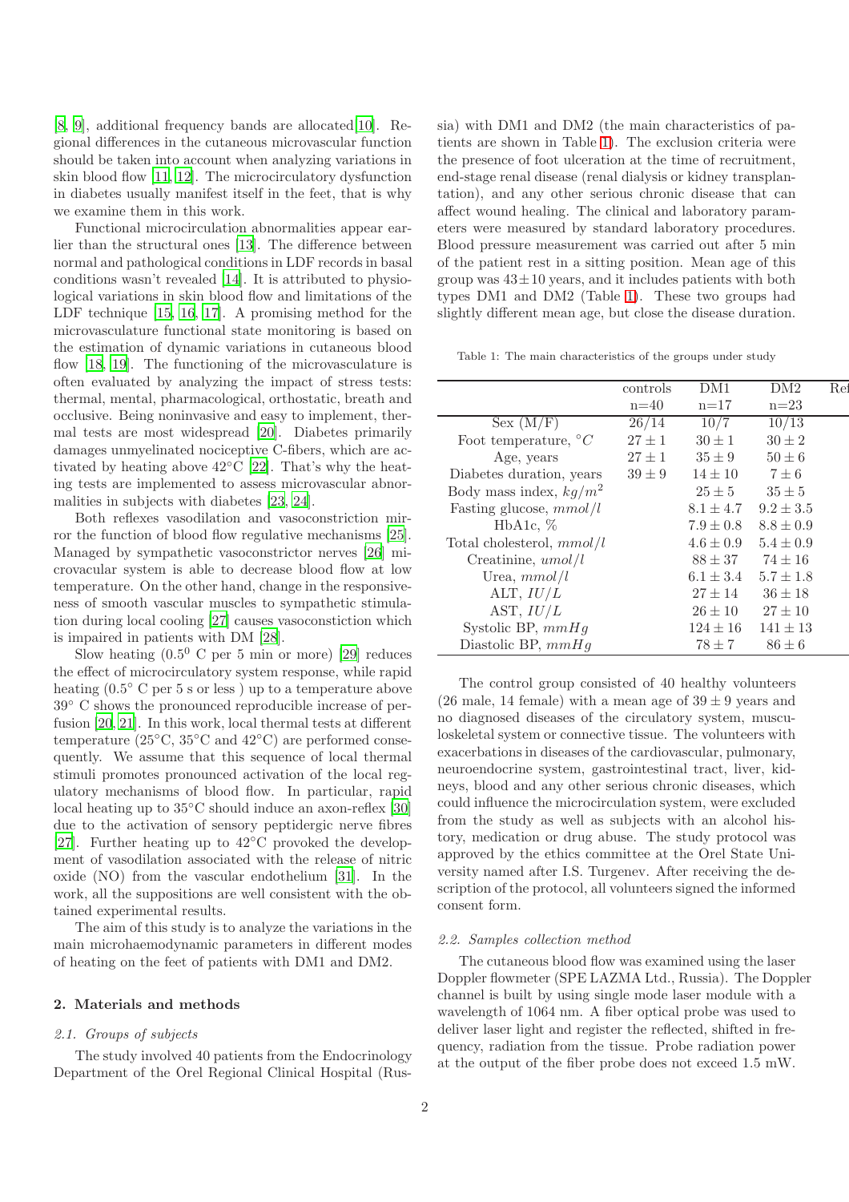[8, 9], additional frequency bands are allocated[10]. Regional differences in the cutaneous microvascular function should be taken into account when analyzing variations in skin blood flow [11, 12]. The microcirculatory dysfunction in diabetes usually manifest itself in the feet, that is why we examine them in this work.

Functional microcirculation abnormalities appear earlier than the structural ones [13]. The difference between normal and pathological conditions in LDF records in basal conditions wasn't revealed [14]. It is attributed to physiological variations in skin blood flow and limitations of the LDF technique [15, 16, 17]. A promising method for the microvasculature functional state monitoring is based on the estimation of dynamic variations in cutaneous blood flow [18, 19]. The functioning of the microvasculature is often evaluated by analyzing the impact of stress tests: thermal, mental, pharmacological, orthostatic, breath and occlusive. Being noninvasive and easy to implement, thermal tests are most widespread [20]. Diabetes primarily damages unmyelinated nociceptive C-fibers, which are activated by heating above 42°C [22]. That's why the heating tests are implemented to assess microvascular abnormalities in subjects with diabetes [23, 24].

Both reflexes vasodilation and vasoconstriction mirror the function of blood flow regulative mechanisms [25]. Managed by sympathetic vasoconstrictor nerves [26] microvacular system is able to decrease blood flow at low temperature. On the other hand, change in the responsiveness of smooth vascular muscles to sympathetic stimulation during local cooling [27] causes vasoconstiction which is impaired in patients with DM [28].

Slow heating ($0.5^0$ C per 5 min or more) [29] reduces the effect of microcirculatory system response, while rapid heating (0.5° C per 5 s or less ) up to a temperature above 39° C shows the pronounced reproducible increase of perfusion [20, 21]. In this work, local thermal tests at different temperature (25°C, 35°C and 42°C) are performed consequently. We assume that this sequence of local thermal stimuli promotes pronounced activation of the local regulatory mechanisms of blood flow. In particular, rapid local heating up to 35°C should induce an axon-reflex [30] due to the activation of sensory peptidergic nerve fibres [27]. Further heating up to 42°C provoked the development of vasodilation associated with the release of nitric oxide (NO) from the vascular endothelium [31]. In the work, all the suppositions are well consistent with the obtained experimental results.

The aim of this study is to analyze the variations in the main microhaemodynamic parameters in different modes of heating on the feet of patients with DM1 and DM2.

## 2. Materials and methods

### 2.1. Groups of subjects

The study involved 40 patients from the Endocrinology Department of the Orel Regional Clinical Hospital (Russia) with DM1 and DM2 (the main characteristics of patients are shown in Table 1). The exclusion criteria were the presence of foot ulceration at the time of recruitment, end-stage renal disease (renal dialysis or kidney transplantation), and any other serious chronic disease that can affect wound healing. The clinical and laboratory parameters were measured by standard laboratory procedures. Blood pressure measurement was carried out after 5 min of the patient rest in a sitting position. Mean age of this group was $43 \pm 10$ years, and it includes patients with both types DM1 and DM2 (Table 1). These two groups had slightly different mean age, but close the disease duration.

Table 1: The main characteristics of the groups under study

| | controls n=40 | DM1 n=17 | DM2 n=23 |
|---|---|---|---|
| Sex (M/F) | 26/14 | 10/7 | 10/13 |
| Foot temperature, $^{\circ}C$ | $27 \pm 1$ | $30 \pm 1$ | $30 \pm 2$ |
| Age, years | $27 \pm 1$ | $35 \pm 9$ | $50 \pm 6$ |
| Diabetes duration, years | $39 \pm 9$ | $14 \pm 10$ | $7 \pm 6$ |
| Body mass index, $kg/m^2$ | | $25 \pm 5$ | $35 \pm 5$ |
| Fasting glucose, $mmol/l$ | | $8.1 \pm 4.7$ | $9.2 \pm 3.5$ |
| HbA1c, % | | $7.9 \pm 0.8$ | $8.8 \pm 0.9$ |
| Total cholesterol, $mmol/l$ | | $4.6 \pm 0.9$ | $5.4 \pm 0.9$ |
| Creatinine, $umol/l$ | | $88 \pm 37$ | $74 \pm 16$ |
| Urea, $mmol/l$ | | $6.1 \pm 3.4$ | $5.7 \pm 1.8$ |
| ALT, $IU/L$ | | $27 \pm 14$ | $36 \pm 18$ |
| AST, $IU/L$ | | $26 \pm 10$ | $27 \pm 10$ |
| Systolic BP, $mmHg$ | | $124 \pm 16$ | $141 \pm 13$ |
| Diastolic BP, $mmHg$ | | $78 \pm 7$ | $86 \pm 6$ |

The control group consisted of 40 healthy volunteers (26 male, 14 female) with a mean age of $39 \pm 9$ years and no diagnosed diseases of the circulatory system, musculoskeletal system or connective tissue. The volunteers with exacerbations in diseases of the cardiovascular, pulmonary, neuroendocrine system, gastrointestinal tract, liver, kidneys, blood and any other serious chronic diseases, which could influence the microcirculation system, were excluded from the study as well as subjects with an alcohol history, medication or drug abuse. The study protocol was approved by the ethics committee at the Orel State University named after I.S. Turgenev. After receiving the description of the protocol, all volunteers signed the informed consent form.

### 2.2. Samples collection method

The cutaneous blood flow was examined using the laser Doppler flowmeter (SPE LAZMA Ltd., Russia). The Doppler channel is built by using single mode laser module with a wavelength of 1064 nm. A fiber optical probe was used to deliver laser light and register the reflected, shifted in frequency, radiation from the tissue. Probe radiation power at the output of the fiber probe does not exceed 1.5 mW.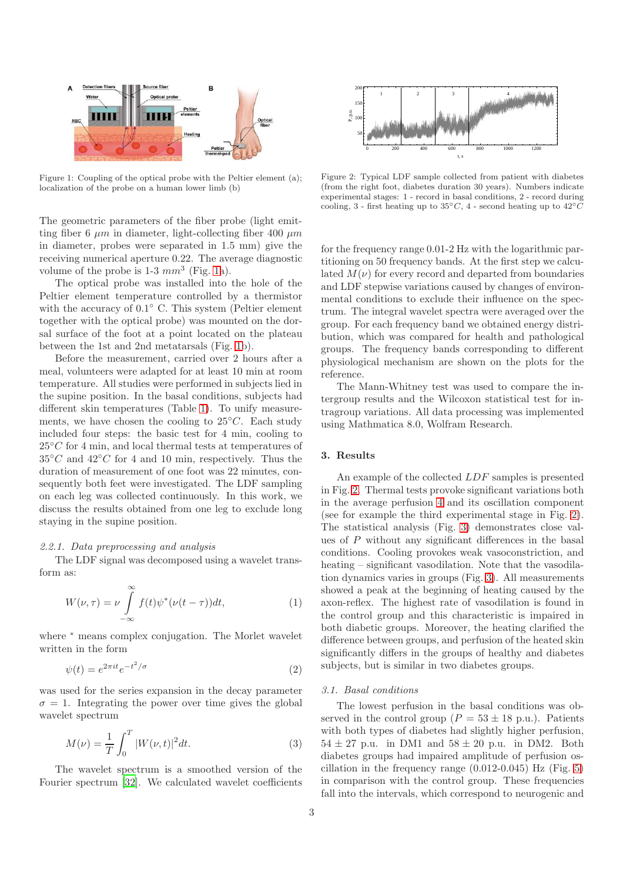Figure 1: Coupling of the optical probe with the Peltier element (a); localization of the probe on a human lower limb (b)

Figure 2: Typical LDF sample collected from patient with diabetes (from the right foot, diabetes duration 30 years). Numbers indicate experimental stages: 1 - record in basal conditions, 2 - record during cooling, 3 - first heating up to 35°$C$, 4 - second heating up to 42°$C$

The geometric parameters of the fiber probe (light emitting fiber 6 $\mu m$ in diameter, light-collecting fiber 400 $\mu m$ in diameter, probes were separated in 1.5 mm) give the receiving numerical aperture 0.22. The average diagnostic volume of the probe is 1-3 $mm^3$ (Fig. 1a).

The optical probe was installed into the hole of the Peltier element temperature controlled by a thermistor with the accuracy of 0.1° C. This system (Peltier element together with the optical probe) was mounted on the dorsal surface of the foot at a point located on the plateau between the 1st and 2nd metatarsals (Fig. 1b).

Before the measurement, carried over 2 hours after a meal, volunteers were adapted for at least 10 min at room temperature. All studies were performed in subjects lied in the supine position. In the basal conditions, subjects had different skin temperatures (Table 1). To unify measurements, we have chosen the cooling to 25°$C$. Each study included four steps: the basic test for 4 min, cooling to 25°$C$ for 4 min, and local thermal tests at temperatures of 35°$C$ and 42°$C$ for 4 and 10 min, respectively. Thus the duration of measurement of one foot was 22 minutes, consequently both feet were investigated. The LDF sampling on each leg was collected continuously. In this work, we discuss the results obtained from one leg to exclude long staying in the supine position.

*2.2.1. Data preprocessing and analysis*

The LDF signal was decomposed using a wavelet transform as:

$$W(\nu,\tau) = \nu \int_{-\infty}^{\infty} f(t)\psi^*(\nu(t-\tau))dt, \tag{1}$$

where $^*$ means complex conjugation. The Morlet wavelet written in the form

$$\psi(t) = e^{2\pi i t} e^{-t^2/\sigma} \tag{2}$$

was used for the series expansion in the decay parameter $\sigma = 1$. Integrating the power over time gives the global wavelet spectrum

$$M(\nu) = \frac{1}{T}\int_0^T |W(\nu,t)|^2 dt. \tag{3}$$

The wavelet spectrum is a smoothed version of the Fourier spectrum [32]. We calculated wavelet coefficients for the frequency range 0.01-2 Hz with the logarithmic partitioning on 50 frequency bands. At the first step we calculated $M(\nu)$ for every record and departed from boundaries and LDF stepwise variations caused by changes of environmental conditions to exclude their influence on the spectrum. The integral wavelet spectra were averaged over the group. For each frequency band we obtained energy distribution, which was compared for health and pathological groups. The frequency bands corresponding to different physiological mechanism are shown on the plots for the reference.

The Mann-Whitney test was used to compare the intergroup results and the Wilcoxon statistical test for intragroup variations. All data processing was implemented using Mathmatica 8.0, Wolfram Research.

## 3. Results

An example of the collected *LDF* samples is presented in Fig. 2. Thermal tests provoke significant variations both in the average perfusion 4 and its oscillation component (see for example the third experimental stage in Fig. 2). The statistical analysis (Fig. 3) demonstrates close values of $P$ without any significant differences in the basal conditions. Cooling provokes weak vasoconstriction, and heating – significant vasodilation. Note that the vasodilation dynamics varies in groups (Fig. 3). All measurements showed a peak at the beginning of heating caused by the axon-reflex. The highest rate of vasodilation is found in the control group and this characteristic is impaired in both diabetic groups. Moreover, the heating clarified the difference between groups, and perfusion of the heated skin significantly differs in the groups of healthy and diabetes subjects, but is similar in two diabetes groups.

### *3.1. Basal conditions*

The lowest perfusion in the basal conditions was observed in the control group ($P = 53 \pm 18$ p.u.). Patients with both types of diabetes had slightly higher perfusion, $54 \pm 27$ p.u. in DM1 and $58 \pm 20$ p.u. in DM2. Both diabetes groups had impaired amplitude of perfusion oscillation in the frequency range (0.012-0.045) Hz (Fig. 5) in comparison with the control group. These frequencies fall into the intervals, which correspond to neurogenic and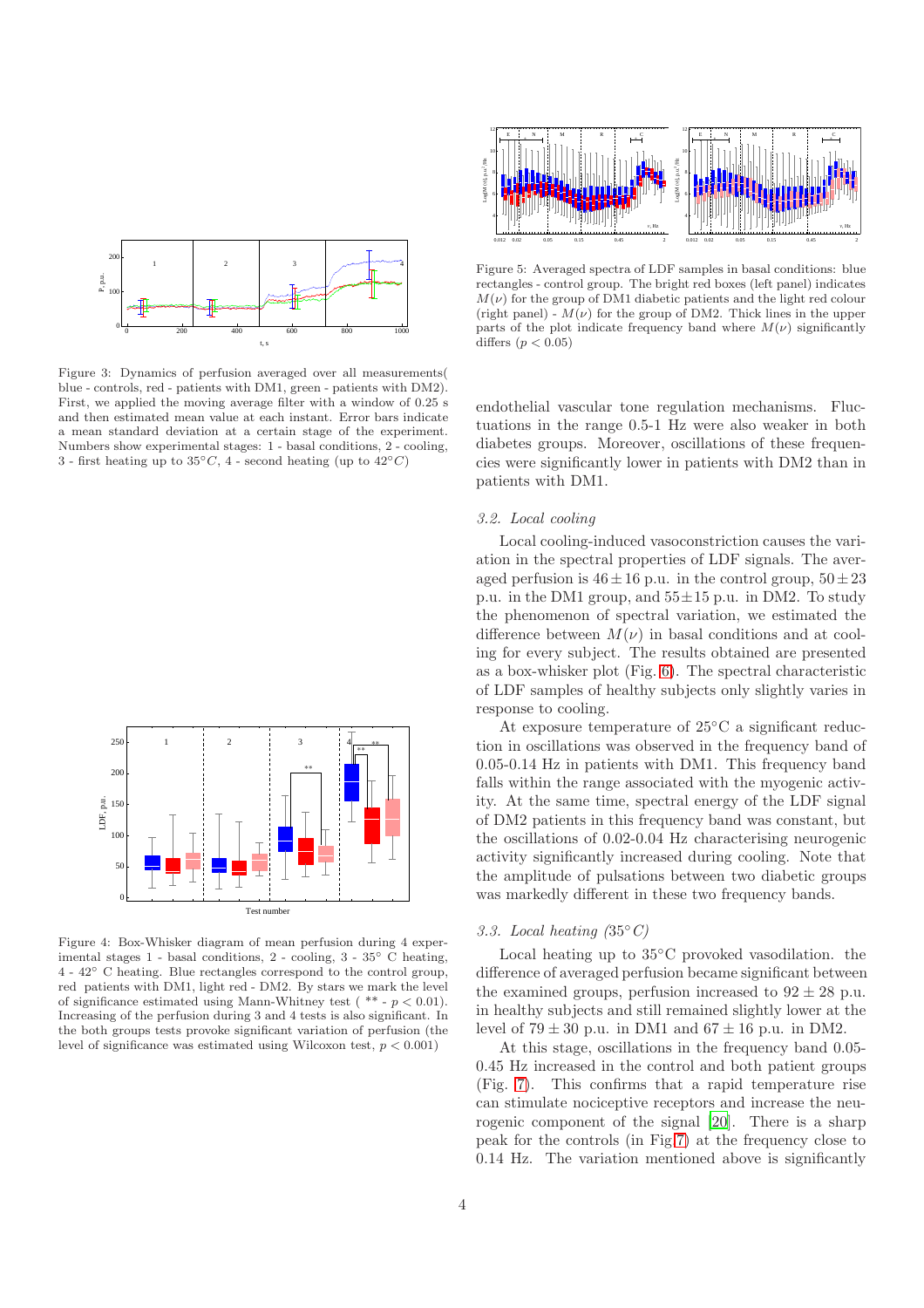Figure 3: Dynamics of perfusion averaged over all measurements( blue - controls, red - patients with DM1, green - patients with DM2). First, we applied the moving average filter with a window of 0.25 s and then estimated mean value at each instant. Error bars indicate a mean standard deviation at a certain stage of the experiment. Numbers show experimental stages: 1 - basal conditions, 2 - cooling, 3 - first heating up to 35°$C$, 4 - second heating (up to 42°$C$)

Figure 4: Box-Whisker diagram of mean perfusion during 4 experimental stages 1 - basal conditions, 2 - cooling, 3 - 35° C heating, 4 - 42° C heating. Blue rectangles correspond to the control group, red patients with DM1, light red - DM2. By stars we mark the level of significance estimated using Mann-Whitney test ( ** - $p < 0.01$). Increasing of the perfusion during 3 and 4 tests is also significant. In the both groups tests provoke significant variation of perfusion (the level of significance was estimated using Wilcoxon test, $p < 0.001$)

Figure 5: Averaged spectra of LDF samples in basal conditions: blue rectangles - control group. The bright red boxes (left panel) indicates $M(\nu)$ for the group of DM1 diabetic patients and the light red colour (right panel) - $M(\nu)$ for the group of DM2. Thick lines in the upper parts of the plot indicate frequency band where $M(\nu)$ significantly differs ($p < 0.05$)

endothelial vascular tone regulation mechanisms. Fluctuations in the range 0.5-1 Hz were also weaker in both diabetes groups. Moreover, oscillations of these frequencies were significantly lower in patients with DM2 than in patients with DM1.

### 3.2. Local cooling

Local cooling-induced vasoconstriction causes the variation in the spectral properties of LDF signals. The averaged perfusion is $46 \pm 16$ p.u. in the control group, $50 \pm 23$ p.u. in the DM1 group, and $55 \pm 15$ p.u. in DM2. To study the phenomenon of spectral variation, we estimated the difference between $M(\nu)$ in basal conditions and at cooling for every subject. The results obtained are presented as a box-whisker plot (Fig. 6). The spectral characteristic of LDF samples of healthy subjects only slightly varies in response to cooling.

At exposure temperature of 25°C a significant reduction in oscillations was observed in the frequency band of 0.05-0.14 Hz in patients with DM1. This frequency band falls within the range associated with the myogenic activity. At the same time, spectral energy of the LDF signal of DM2 patients in this frequency band was constant, but the oscillations of 0.02-0.04 Hz characterising neurogenic activity significantly increased during cooling. Note that the amplitude of pulsations between two diabetic groups was markedly different in these two frequency bands.

### 3.3. Local heating (35° C)

Local heating up to 35°C provoked vasodilation. the difference of averaged perfusion became significant between the examined groups, perfusion increased to $92 \pm 28$ p.u. in healthy subjects and still remained slightly lower at the level of $79 \pm 30$ p.u. in DM1 and $67 \pm 16$ p.u. in DM2.

At this stage, oscillations in the frequency band 0.05-0.45 Hz increased in the control and both patient groups (Fig. 7). This confirms that a rapid temperature rise can stimulate nociceptive receptors and increase the neurogenic component of the signal [20]. There is a sharp peak for the controls (in Fig 7) at the frequency close to 0.14 Hz. The variation mentioned above is significantly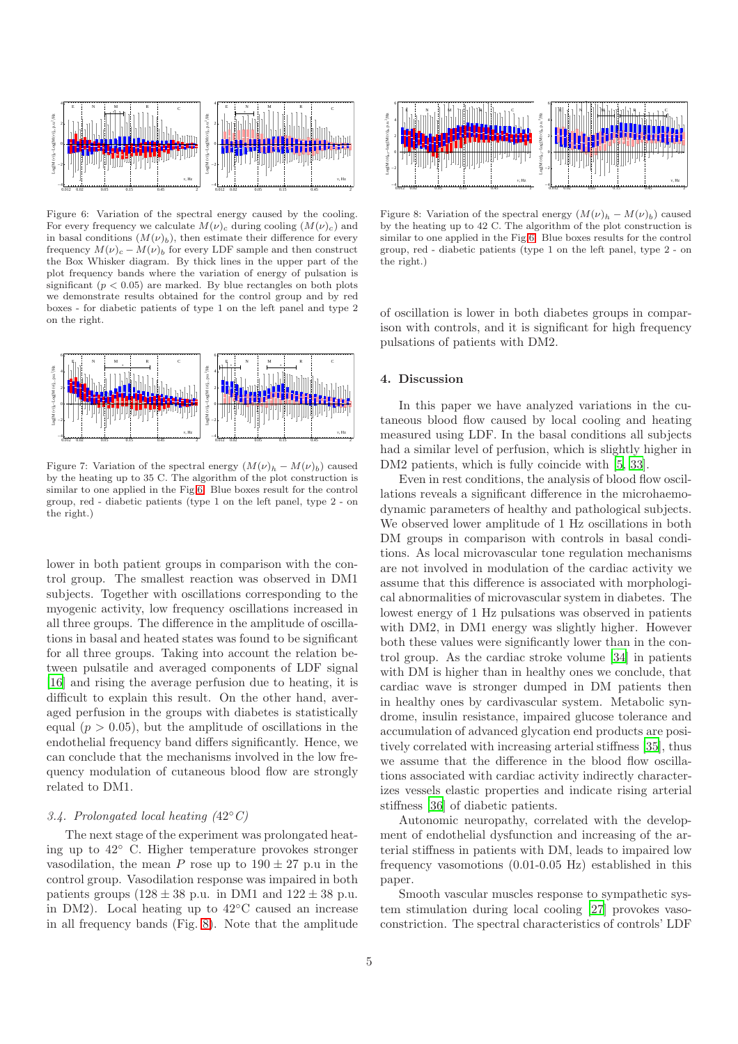Figure 6: Variation of the spectral energy caused by the cooling. For every frequency we calculate $M(\nu)_c$ during cooling ($M(\nu)_c$) and in basal conditions ($M(\nu)_b$), then estimate their difference for every frequency $M(\nu)_c - M(\nu)_b$ for every LDF sample and then construct the Box Whisker diagram. By thick lines in the upper part of the plot frequency bands where the variation of energy of pulsation is significant ($p < 0.05$) are marked. By blue rectangles on both plots we demonstrate results obtained for the control group and by red boxes - for diabetic patients of type 1 on the left panel and type 2 on the right.

Figure 7: Variation of the spectral energy $(M(\nu)_h - M(\nu)_b)$ caused by the heating up to 35 C. The algorithm of the plot construction is similar to one applied in the Fig 6. Blue boxes result for the control group, red - diabetic patients (type 1 on the left panel, type 2 - on the right.)

lower in both patient groups in comparison with the control group. The smallest reaction was observed in DM1 subjects. Together with oscillations corresponding to the myogenic activity, low frequency oscillations increased in all three groups. The difference in the amplitude of oscillations in basal and heated states was found to be significant for all three groups. Taking into account the relation between pulsatile and averaged components of LDF signal [16] and rising the average perfusion due to heating, it is difficult to explain this result. On the other hand, averaged perfusion in the groups with diabetes is statistically equal ($p > 0.05$), but the amplitude of oscillations in the endothelial frequency band differs significantly. Hence, we can conclude that the mechanisms involved in the low frequency modulation of cutaneous blood flow are strongly related to DM1.

### *3.4. Prolongated local heating (42° C)*

The next stage of the experiment was prolongated heating up to 42° C. Higher temperature provokes stronger vasodilation, the mean $P$ rose up to $190 \pm 27$ p.u in the control group. Vasodilation response was impaired in both patients groups ($128 \pm 38$ p.u. in DM1 and $122 \pm 38$ p.u. in DM2). Local heating up to 42°C caused an increase in all frequency bands (Fig. 8). Note that the amplitude

Figure 8: Variation of the spectral energy $(M(\nu)_h - M(\nu)_b)$ caused by the heating up to 42 C. The algorithm of the plot construction is similar to one applied in the Fig 6. Blue boxes results for the control group, red - diabetic patients (type 1 on the left panel, type 2 - on the right.)

of oscillation is lower in both diabetes groups in comparison with controls, and it is significant for high frequency pulsations of patients with DM2.

## 4. Discussion

In this paper we have analyzed variations in the cutaneous blood flow caused by local cooling and heating measured using LDF. In the basal conditions all subjects had a similar level of perfusion, which is slightly higher in DM2 patients, which is fully coincide with [5, 33].

Even in rest conditions, the analysis of blood flow oscillations reveals a significant difference in the microhaemodynamic parameters of healthy and pathological subjects. We observed lower amplitude of 1 Hz oscillations in both DM groups in comparison with controls in basal conditions. As local microvascular tone regulation mechanisms are not involved in modulation of the cardiac activity we assume that this difference is associated with morphological abnormalities of microvascular system in diabetes. The lowest energy of 1 Hz pulsations was observed in patients with DM2, in DM1 energy was slightly higher. However both these values were significantly lower than in the control group. As the cardiac stroke volume [34] in patients with DM is higher than in healthy ones we conclude, that cardiac wave is stronger dumped in DM patients then in healthy ones by cardivascular system. Metabolic syndrome, insulin resistance, impaired glucose tolerance and accumulation of advanced glycation end products are positively correlated with increasing arterial stiffness [35], thus we assume that the difference in the blood flow oscillations associated with cardiac activity indirectly characterizes vessels elastic properties and indicate rising arterial stiffness [36] of diabetic patients.

Autonomic neuropathy, correlated with the development of endothelial dysfunction and increasing of the arterial stiffness in patients with DM, leads to impaired low frequency vasomotions (0.01-0.05 Hz) established in this paper.

Smooth vascular muscles response to sympathetic system stimulation during local cooling [27] provokes vasoconstriction. The spectral characteristics of controls' LDF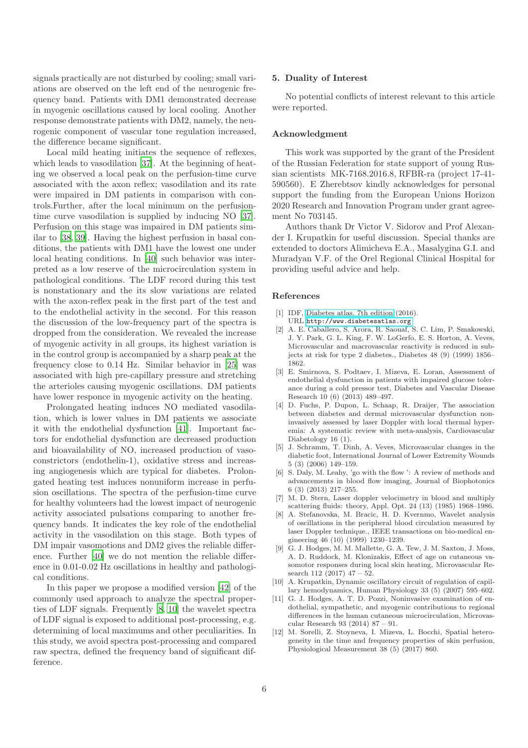signals practically are not disturbed by cooling; small variations are observed on the left end of the neurogenic frequency band. Patients with DM1 demonstrated decrease in myogenic oscillations caused by local cooling. Another response demonstrate patients with DM2, namely, the neurogenic component of vascular tone regulation increased, the difference became significant.

Local mild heating initiates the sequence of reflexes, which leads to vasodilation [37]. At the beginning of heating we observed a local peak on the perfusion-time curve associated with the axon reflex; vasodilation and its rate were impaired in DM patients in comparison with controls.Further, after the local minimum on the perfusion-time curve vasodilation is supplied by inducing NO [37]. Perfusion on this stage was impaired in DM patients similar to [38, 39]. Having the highest perfusion in basal conditions, the patients with DM1 have the lowest one under local heating conditions. In [40] such behavior was interpreted as a low reserve of the microcirculation system in pathological conditions. The LDF record during this test is nonstationary and the its slow variations are related with the axon-reflex peak in the first part of the test and to the endothelial activity in the second. For this reason the discussion of the low-frequency part of the spectra is dropped from the consideration. We revealed the increase of myogenic activity in all groups, its highest variation is in the control group is accompanied by a sharp peak at the frequency close to 0.14 Hz. Similar behavior in [25] was associated with high pre-capillary pressure and stretching the arterioles causing myogenic oscillations. DM patients have lower responce in myogenic activity on the heating.

Prolongated heating induces NO mediated vasodilation, which is lower values in DM patients we associate it with the endothelial dysfunction [41]. Important factors for endothelial dysfunction are decreased production and bioavailability of NO, increased production of vasoconstrictors (endothelin-1), oxidative stress and increasing angiogenesis which are typical for diabetes. Prolongated heating test induces nonuniform increase in perfusion oscillations. The spectra of the perfusion-time curve for healthy volunteers had the lowest impact of neurogenic activity associated pulsations comparing to another frequency bands. It indicates the key role of the endothelial activity in the vasodilation on this stage. Both types of DM impair vasomotions and DM2 gives the reliable difference. Further [40] we do not mention the reliable difference in 0.01-0.02 Hz oscillations in healthy and pathological conditions.

In this paper we propose a modified version [42] of the commonly used approach to analyze the spectral properties of LDF signals. Frequently [8, 10] the wavelet spectra of LDF signal is exposed to additional post-processing, e.g. determining of local maximums and other peculiarities. In this study, we avoid spectra post-processing and compared raw spectra, defined the frequency band of significant difference.

## 5. Duality of Interest

No potential conflicts of interest relevant to this article were reported.

## Acknowledgment

This work was supported by the grant of the President of the Russian Federation for state support of young Russian scientists MK-7168.2016.8, RFBR-ra (project 17-41-590560). E Zherebtsov kindly acknowledges for personal support the funding from the European Unions Horizon 2020 Research and Innovation Program under grant agreement No 703145.

Authors thank Dr Victor V. Sidorov and Prof Alexander I. Krupatkin for useful discussion. Special thanks are extended to doctors Alimicheva E.A., Masalygina G.I. and Muradyan V.F. of the Orel Regional Clinical Hospital for providing useful advice and help.

## References

[1] IDF, Diabetes atlas. 7th edition (2016). URL http://www.diabetesatlas.org

[2] A. E. Caballero, S. Arora, R. Saouaf, S. C. Lim, P. Smakowski, J. Y. Park, G. L. King, F. W. LoGerfo, E. S. Horton, A. Veves, Microvascular and macrovascular reactivity is reduced in subjects at risk for type 2 diabetes., Diabetes 48 (9) (1999) 1856–1862.

[3] E. Smirnova, S. Podtaev, I. Mizeva, E. Loran, Assessment of endothelial dysfunction in patients with impaired glucose tolerance during a cold pressor test, Diabetes and Vascular Disease Research 10 (6) (2013) 489–497.

[4] D. Fuchs, P. Dupon, L. Schaap, R. Draijer, The association between diabetes and dermal microvascular dysfunction non-invasively assessed by laser Doppler with local thermal hyperemia: A systematic review with meta-analysis, Cardiovascular Diabetology 16 (1).

[5] J. Schramm, T. Dinh, A. Veves, Microvascular changes in the diabetic foot, International Journal of Lower Extremity Wounds 5 (3) (2006) 149–159.

[6] S. Daly, M. Leahy, 'go with the flow ': A review of methods and advancements in blood flow imaging, Journal of Biophotonics 6 (3) (2013) 217–255.

[7] M. D. Stern, Laser doppler velocimetry in blood and multiply scattering fluids: theory, Appl. Opt. 24 (13) (1985) 1968–1986.

[8] A. Stefanovska, M. Bracic, H. D. Kvernmo, Wavelet analysis of oscillations in the peripheral blood circulation measured by laser Doppler technique., IEEE transactions on bio-medical engineering 46 (10) (1999) 1230–1239.

[9] G. J. Hodges, M. M. Mallette, G. A. Tew, J. M. Saxton, J. Moss, A. D. Ruddock, M. Klonizakis, Effect of age on cutaneous vasomotor responses during local skin heating, Microvascular Research 112 (2017) 47 – 52.

[10] A. Krupatkin, Dynamic oscillatory circuit of regulation of capillary hemodynamics, Human Physiology 33 (5) (2007) 595–602.

[11] G. J. Hodges, A. T. D. Pozzi, Noninvasive examination of endothelial, sympathetic, and myogenic contributions to regional differences in the human cutaneous microcirculation, Microvascular Research 93 (2014) 87 – 91.

[12] M. Sorelli, Z. Stoyneva, I. Mizeva, L. Bocchi, Spatial heterogeneity in the time and frequency properties of skin perfusion, Physiological Measurement 38 (5) (2017) 860.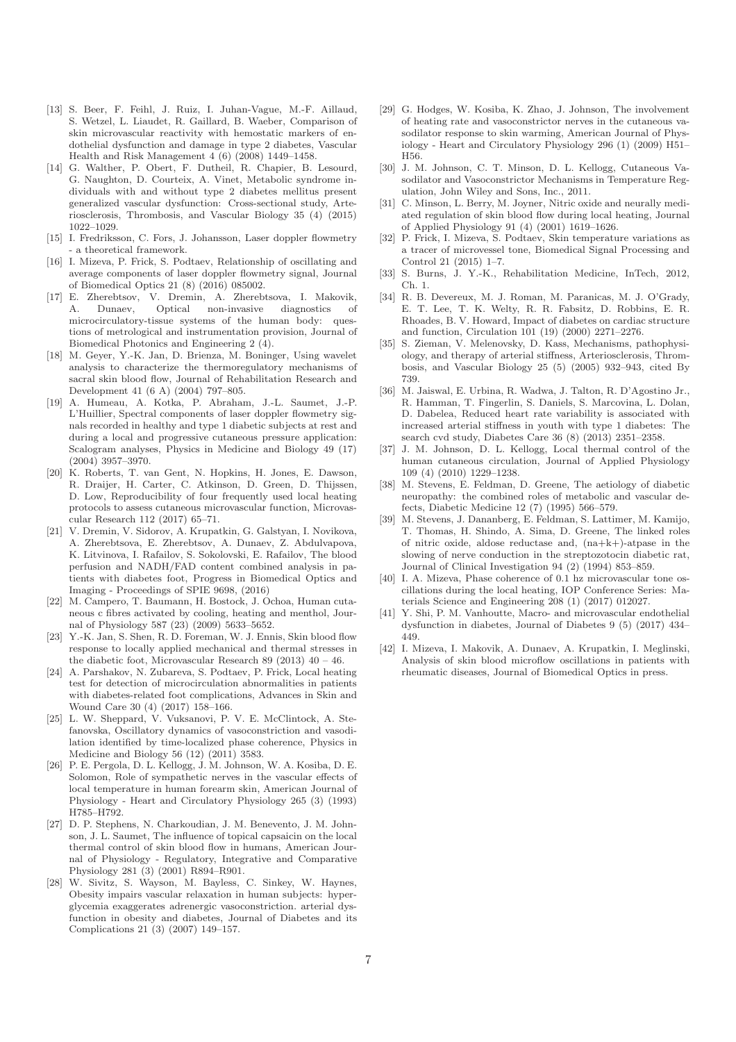[13] S. Beer, F. Feihl, J. Ruiz, I. Juhan-Vague, M.-F. Aillaud, S. Wetzel, L. Liaudet, R. Gaillard, B. Waeber, Comparison of skin microvascular reactivity with hemostatic markers of endothelial dysfunction and damage in type 2 diabetes, Vascular Health and Risk Management 4 (6) (2008) 1449–1458.

[14] G. Walther, P. Obert, F. Dutheil, R. Chapier, B. Lesourd, G. Naughton, D. Courteix, A. Vinet, Metabolic syndrome individuals with and without type 2 diabetes mellitus present generalized vascular dysfunction: Cross-sectional study, Arteriosclerosis, Thrombosis, and Vascular Biology 35 (4) (2015) 1022–1029.

[15] I. Fredriksson, C. Fors, J. Johansson, Laser doppler flowmetry - a theoretical framework.

[16] I. Mizeva, P. Frick, S. Podtaev, Relationship of oscillating and average components of laser doppler flowmetry signal, Journal of Biomedical Optics 21 (8) (2016) 085002.

[17] E. Zherebtsov, V. Dremin, A. Zherebtsova, I. Makovik, A. Dunaev, Optical non-invasive diagnostics of microcirculatory-tissue systems of the human body: questions of metrological and instrumentation provision, Journal of Biomedical Photonics and Engineering 2 (4).

[18] M. Geyer, Y.-K. Jan, D. Brienza, M. Boninger, Using wavelet analysis to characterize the thermoregulatory mechanisms of sacral skin blood flow, Journal of Rehabilitation Research and Development 41 (6 A) (2004) 797–805.

[19] A. Humeau, A. Kotka, P. Abraham, J.-L. Saumet, J.-P. L'Huillier, Spectral components of laser doppler flowmetry signals recorded in healthy and type 1 diabetic subjects at rest and during a local and progressive cutaneous pressure application: Scalogram analyses, Physics in Medicine and Biology 49 (17) (2004) 3957–3970.

[20] K. Roberts, T. van Gent, N. Hopkins, H. Jones, E. Dawson, R. Draijer, H. Carter, C. Atkinson, D. Green, D. Thijssen, D. Low, Reproducibility of four frequently used local heating protocols to assess cutaneous microvascular function, Microvascular Research 112 (2017) 65–71.

[21] V. Dremin, V. Sidorov, A. Krupatkin, G. Galstyan, I. Novikova, A. Zherebtsova, E. Zherebtsov, A. Dunaev, Z. Abdulvapova, K. Litvinova, I. Rafailov, S. Sokolovski, E. Rafailov, The blood perfusion and NADH/FAD content combined analysis in patients with diabetes foot, Progress in Biomedical Optics and Imaging - Proceedings of SPIE 9698, (2016)

[22] M. Campero, T. Baumann, H. Bostock, J. Ochoa, Human cutaneous c fibres activated by cooling, heating and menthol, Journal of Physiology 587 (23) (2009) 5633–5652.

[23] Y.-K. Jan, S. Shen, R. D. Foreman, W. J. Ennis, Skin blood flow response to locally applied mechanical and thermal stresses in the diabetic foot, Microvascular Research 89 (2013) 40 – 46.

[24] A. Parshakov, N. Zubareva, S. Podtaev, P. Frick, Local heating test for detection of microcirculation abnormalities in patients with diabetes-related foot complications, Advances in Skin and Wound Care 30 (4) (2017) 158–166.

[25] L. W. Sheppard, V. Vuksanovi, P. V. E. McClintock, A. Stefanovska, Oscillatory dynamics of vasoconstriction and vasodilation identified by time-localized phase coherence, Physics in Medicine and Biology 56 (12) (2011) 3583.

[26] P. E. Pergola, D. L. Kellogg, J. M. Johnson, W. A. Kosiba, D. E. Solomon, Role of sympathetic nerves in the vascular effects of local temperature in human forearm skin, American Journal of Physiology - Heart and Circulatory Physiology 265 (3) (1993) H785–H792.

[27] D. P. Stephens, N. Charkoudian, J. M. Benevento, J. M. Johnson, J. L. Saumet, The influence of topical capsaicin on the local thermal control of skin blood flow in humans, American Journal of Physiology - Regulatory, Integrative and Comparative Physiology 281 (3) (2001) R894–R901.

[28] W. Sivitz, S. Wayson, M. Bayless, C. Sinkey, W. Haynes, Obesity impairs vascular relaxation in human subjects: hyperglycemia exaggerates adrenergic vasoconstriction. arterial dysfunction in obesity and diabetes, Journal of Diabetes and its Complications 21 (3) (2007) 149–157.

[29] G. Hodges, W. Kosiba, K. Zhao, J. Johnson, The involvement of heating rate and vasoconstrictor nerves in the cutaneous vasodilator response to skin warming, American Journal of Physiology - Heart and Circulatory Physiology 296 (1) (2009) H51–H56.

[30] J. M. Johnson, C. T. Minson, D. L. Kellogg, Cutaneous Vasodilator and Vasoconstrictor Mechanisms in Temperature Regulation, John Wiley and Sons, Inc., 2011.

[31] C. Minson, L. Berry, M. Joyner, Nitric oxide and neurally mediated regulation of skin blood flow during local heating, Journal of Applied Physiology 91 (4) (2001) 1619–1626.

[32] P. Frick, I. Mizeva, S. Podtaev, Skin temperature variations as a tracer of microvessel tone, Biomedical Signal Processing and Control 21 (2015) 1–7.

[33] S. Burns, J. Y.-K., Rehabilitation Medicine, InTech, 2012, Ch. 1.

[34] R. B. Devereux, M. J. Roman, M. Paranicas, M. J. O'Grady, E. T. Lee, T. K. Welty, R. R. Fabsitz, D. Robbins, E. R. Rhoades, B. V. Howard, Impact of diabetes on cardiac structure and function, Circulation 101 (19) (2000) 2271–2276.

[35] S. Zieman, V. Melenovsky, D. Kass, Mechanisms, pathophysiology, and therapy of arterial stiffness, Arteriosclerosis, Thrombosis, and Vascular Biology 25 (5) (2005) 932–943, cited By 739.

[36] M. Jaiswal, E. Urbina, R. Wadwa, J. Talton, R. D'Agostino Jr., R. Hamman, T. Fingerlin, S. Daniels, S. Marcovina, L. Dolan, D. Dabelea, Reduced heart rate variability is associated with increased arterial stiffness in youth with type 1 diabetes: The search cvd study, Diabetes Care 36 (8) (2013) 2351–2358.

[37] J. M. Johnson, D. L. Kellogg, Local thermal control of the human cutaneous circulation, Journal of Applied Physiology 109 (4) (2010) 1229–1238.

[38] M. Stevens, E. Feldman, D. Greene, The aetiology of diabetic neuropathy: the combined roles of metabolic and vascular defects, Diabetic Medicine 12 (7) (1995) 566–579.

[39] M. Stevens, J. Dananberg, E. Feldman, S. Lattimer, M. Kamijo, T. Thomas, H. Shindo, A. Sima, D. Greene, The linked roles of nitric oxide, aldose reductase and, (na+k+)-atpase in the slowing of nerve conduction in the streptozotocin diabetic rat, Journal of Clinical Investigation 94 (2) (1994) 853–859.

[40] I. A. Mizeva, Phase coherence of 0.1 hz microvascular tone oscillations during the local heating, IOP Conference Series: Materials Science and Engineering 208 (1) (2017) 012027.

[41] Y. Shi, P. M. Vanhoutte, Macro- and microvascular endothelial dysfunction in diabetes, Journal of Diabetes 9 (5) (2017) 434–449.

[42] I. Mizeva, I. Makovik, A. Dunaev, A. Krupatkin, I. Meglinski, Analysis of skin blood microflow oscillations in patients with rheumatic diseases, Journal of Biomedical Optics in press.